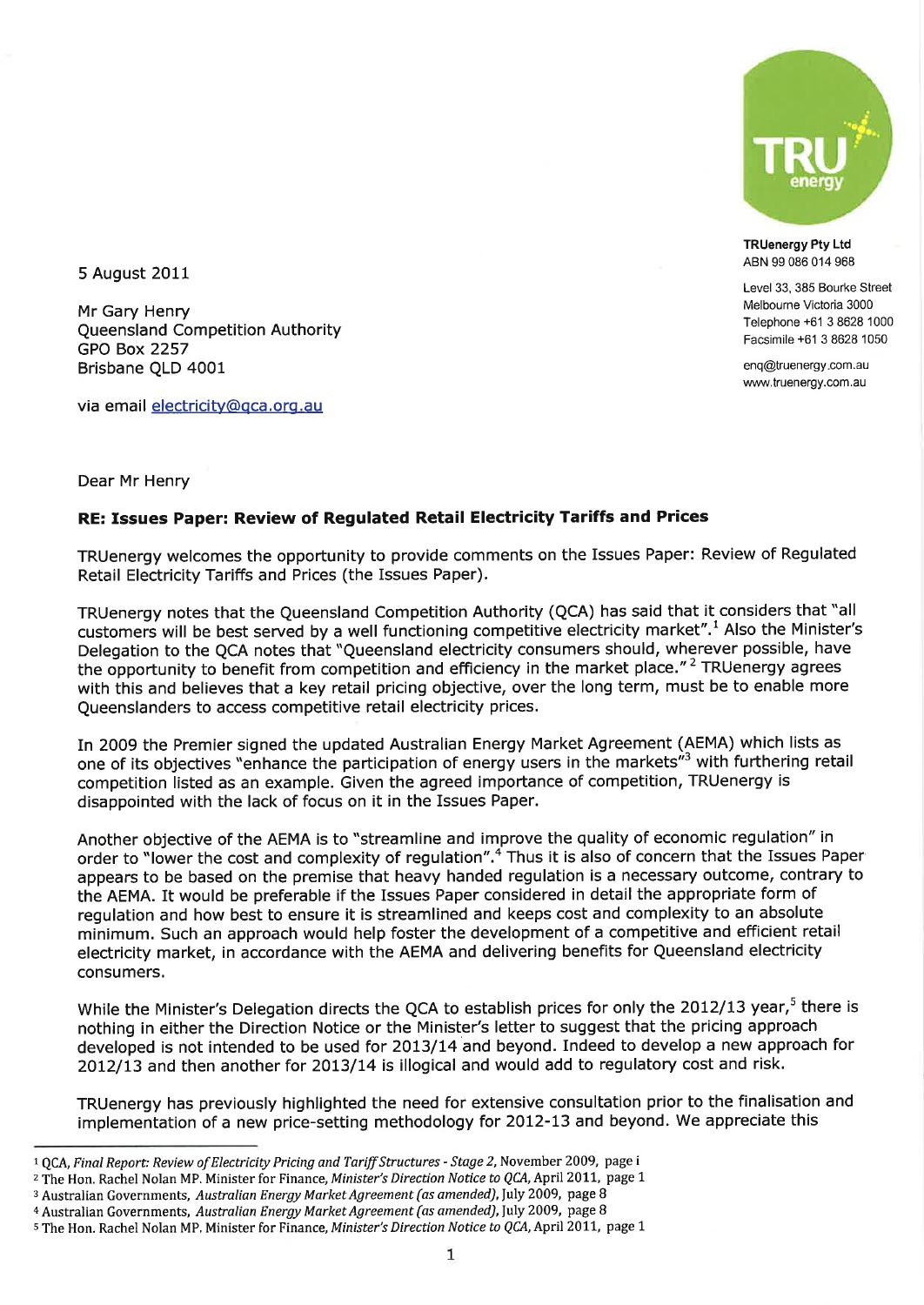TRUenergy Pty Ltd
ABN 99 086 014 968

Level 33, 385 Bourke Street
Melbourne Victoria 3000
Telephone +61 3 8628 1000
Facsimile +61 3 8628 1050

enq@truenergy.com.au
www.truenergy.com.au

5 August 2011

Mr Gary Henry
Queensland Competition Authority
GPO Box 2257
Brisbane QLD 4001

via email electricity@qca.org.au

Dear Mr Henry

**RE: Issues Paper: Review of Regulated Retail Electricity Tariffs and Prices**

TRUenergy welcomes the opportunity to provide comments on the Issues Paper: Review of Regulated Retail Electricity Tariffs and Prices (the Issues Paper).

TRUenergy notes that the Queensland Competition Authority (QCA) has said that it considers that "all customers will be best served by a well functioning competitive electricity market".[1] Also the Minister's Delegation to the QCA notes that "Queensland electricity consumers should, wherever possible, have the opportunity to benefit from competition and efficiency in the market place."[2] TRUenergy agrees with this and believes that a key retail pricing objective, over the long term, must be to enable more Queenslanders to access competitive retail electricity prices.

In 2009 the Premier signed the updated Australian Energy Market Agreement (AEMA) which lists as one of its objectives "enhance the participation of energy users in the markets"[3] with furthering retail competition listed as an example. Given the agreed importance of competition, TRUenergy is disappointed with the lack of focus on it in the Issues Paper.

Another objective of the AEMA is to "streamline and improve the quality of economic regulation" in order to "lower the cost and complexity of regulation".[4] Thus it is also of concern that the Issues Paper appears to be based on the premise that heavy handed regulation is a necessary outcome, contrary to the AEMA. It would be preferable if the Issues Paper considered in detail the appropriate form of regulation and how best to ensure it is streamlined and keeps cost and complexity to an absolute minimum. Such an approach would help foster the development of a competitive and efficient retail electricity market, in accordance with the AEMA and delivering benefits for Queensland electricity consumers.

While the Minister's Delegation directs the QCA to establish prices for only the 2012/13 year,[5] there is nothing in either the Direction Notice or the Minister's letter to suggest that the pricing approach developed is not intended to be used for 2013/14 and beyond. Indeed to develop a new approach for 2012/13 and then another for 2013/14 is illogical and would add to regulatory cost and risk.

TRUenergy has previously highlighted the need for extensive consultation prior to the finalisation and implementation of a new price-setting methodology for 2012-13 and beyond. We appreciate this

---

[1] QCA, *Final Report: Review of Electricity Pricing and Tariff Structures - Stage 2*, November 2009, page i

[2] The Hon. Rachel Nolan MP. Minister for Finance, *Minister's Direction Notice to QCA*, April 2011, page 1

[3] Australian Governments, *Australian Energy Market Agreement (as amended)*, July 2009, page 8

[4] Australian Governments, *Australian Energy Market Agreement (as amended)*, July 2009, page 8

[5] The Hon. Rachel Nolan MP. Minister for Finance, *Minister's Direction Notice to QCA*, April 2011, page 1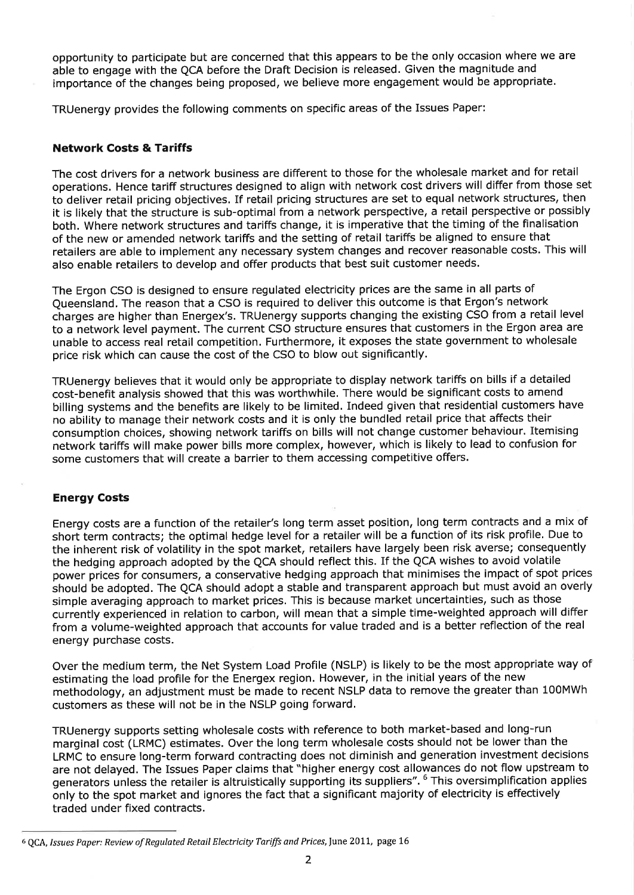opportunity to participate but are concerned that this appears to be the only occasion where we are able to engage with the QCA before the Draft Decision is released. Given the magnitude and importance of the changes being proposed, we believe more engagement would be appropriate.

TRUenergy provides the following comments on specific areas of the Issues Paper:

### Network Costs & Tariffs

The cost drivers for a network business are different to those for the wholesale market and for retail operations. Hence tariff structures designed to align with network cost drivers will differ from those set to deliver retail pricing objectives. If retail pricing structures are set to equal network structures, then it is likely that the structure is sub-optimal from a network perspective, a retail perspective or possibly both. Where network structures and tariffs change, it is imperative that the timing of the finalisation of the new or amended network tariffs and the setting of retail tariffs be aligned to ensure that retailers are able to implement any necessary system changes and recover reasonable costs. This will also enable retailers to develop and offer products that best suit customer needs.

The Ergon CSO is designed to ensure regulated electricity prices are the same in all parts of Queensland. The reason that a CSO is required to deliver this outcome is that Ergon's network charges are higher than Energex's. TRUenergy supports changing the existing CSO from a retail level to a network level payment. The current CSO structure ensures that customers in the Ergon area are unable to access real retail competition. Furthermore, it exposes the state government to wholesale price risk which can cause the cost of the CSO to blow out significantly.

TRUenergy believes that it would only be appropriate to display network tariffs on bills if a detailed cost-benefit analysis showed that this was worthwhile. There would be significant costs to amend billing systems and the benefits are likely to be limited. Indeed given that residential customers have no ability to manage their network costs and it is only the bundled retail price that affects their consumption choices, showing network tariffs on bills will not change customer behaviour. Itemising network tariffs will make power bills more complex, however, which is likely to lead to confusion for some customers that will create a barrier to them accessing competitive offers.

### Energy Costs

Energy costs are a function of the retailer's long term asset position, long term contracts and a mix of short term contracts; the optimal hedge level for a retailer will be a function of its risk profile. Due to the inherent risk of volatility in the spot market, retailers have largely been risk averse; consequently the hedging approach adopted by the QCA should reflect this. If the QCA wishes to avoid volatile power prices for consumers, a conservative hedging approach that minimises the impact of spot prices should be adopted. The QCA should adopt a stable and transparent approach but must avoid an overly simple averaging approach to market prices. This is because market uncertainties, such as those currently experienced in relation to carbon, will mean that a simple time-weighted approach will differ from a volume-weighted approach that accounts for value traded and is a better reflection of the real energy purchase costs.

Over the medium term, the Net System Load Profile (NSLP) is likely to be the most appropriate way of estimating the load profile for the Energex region. However, in the initial years of the new methodology, an adjustment must be made to recent NSLP data to remove the greater than 100MWh customers as these will not be in the NSLP going forward.

TRUenergy supports setting wholesale costs with reference to both market-based and long-run marginal cost (LRMC) estimates. Over the long term wholesale costs should not be lower than the LRMC to ensure long-term forward contracting does not diminish and generation investment decisions are not delayed. The Issues Paper claims that "higher energy cost allowances do not flow upstream to generators unless the retailer is altruistically supporting its suppliers". [6] This oversimplification applies only to the spot market and ignores the fact that a significant majority of electricity is effectively traded under fixed contracts.

---

[6] QCA, *Issues Paper: Review of Regulated Retail Electricity Tariffs and Prices*, June 2011, page 16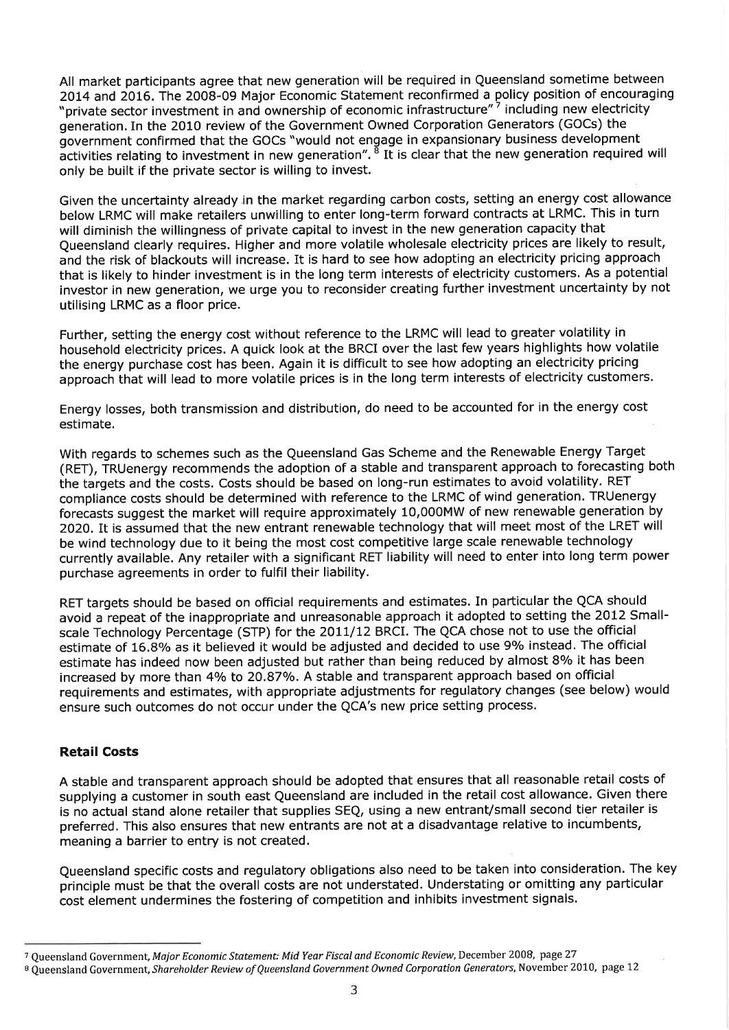All market participants agree that new generation will be required in Queensland sometime between 2014 and 2016. The 2008-09 Major Economic Statement reconfirmed a policy position of encouraging "private sector investment in and ownership of economic infrastructure" [7] including new electricity generation. In the 2010 review of the Government Owned Corporation Generators (GOCs) the government confirmed that the GOCs "would not engage in expansionary business development activities relating to investment in new generation". [8] It is clear that the new generation required will only be built if the private sector is willing to invest.

Given the uncertainty already in the market regarding carbon costs, setting an energy cost allowance below LRMC will make retailers unwilling to enter long-term forward contracts at LRMC. This in turn will diminish the willingness of private capital to invest in the new generation capacity that Queensland clearly requires. Higher and more volatile wholesale electricity prices are likely to result, and the risk of blackouts will increase. It is hard to see how adopting an electricity pricing approach that is likely to hinder investment is in the long term interests of electricity customers. As a potential investor in new generation, we urge you to reconsider creating further investment uncertainty by not utilising LRMC as a floor price.

Further, setting the energy cost without reference to the LRMC will lead to greater volatility in household electricity prices. A quick look at the BRCI over the last few years highlights how volatile the energy purchase cost has been. Again it is difficult to see how adopting an electricity pricing approach that will lead to more volatile prices is in the long term interests of electricity customers.

Energy losses, both transmission and distribution, do need to be accounted for in the energy cost estimate.

With regards to schemes such as the Queensland Gas Scheme and the Renewable Energy Target (RET), TRUenergy recommends the adoption of a stable and transparent approach to forecasting both the targets and the costs. Costs should be based on long-run estimates to avoid volatility. RET compliance costs should be determined with reference to the LRMC of wind generation. TRUenergy forecasts suggest the market will require approximately 10,000MW of new renewable generation by 2020. It is assumed that the new entrant renewable technology that will meet most of the LRET will be wind technology due to it being the most cost competitive large scale renewable technology currently available. Any retailer with a significant RET liability will need to enter into long term power purchase agreements in order to fulfil their liability.

RET targets should be based on official requirements and estimates. In particular the QCA should avoid a repeat of the inappropriate and unreasonable approach it adopted to setting the 2012 Small-scale Technology Percentage (STP) for the 2011/12 BRCI. The QCA chose not to use the official estimate of 16.8% as it believed it would be adjusted and decided to use 9% instead. The official estimate has indeed now been adjusted but rather than being reduced by almost 8% it has been increased by more than 4% to 20.87%. A stable and transparent approach based on official requirements and estimates, with appropriate adjustments for regulatory changes (see below) would ensure such outcomes do not occur under the QCA's new price setting process.

### Retail Costs

A stable and transparent approach should be adopted that ensures that all reasonable retail costs of supplying a customer in south east Queensland are included in the retail cost allowance. Given there is no actual stand alone retailer that supplies SEQ, using a new entrant/small second tier retailer is preferred. This also ensures that new entrants are not at a disadvantage relative to incumbents, meaning a barrier to entry is not created.

Queensland specific costs and regulatory obligations also need to be taken into consideration. The key principle must be that the overall costs are not understated. Understating or omitting any particular cost element undermines the fostering of competition and inhibits investment signals.

---

[7] Queensland Government, *Major Economic Statement: Mid Year Fiscal and Economic Review*, December 2008, page 27

[8] Queensland Government, *Shareholder Review of Queensland Government Owned Corporation Generators*, November 2010, page 12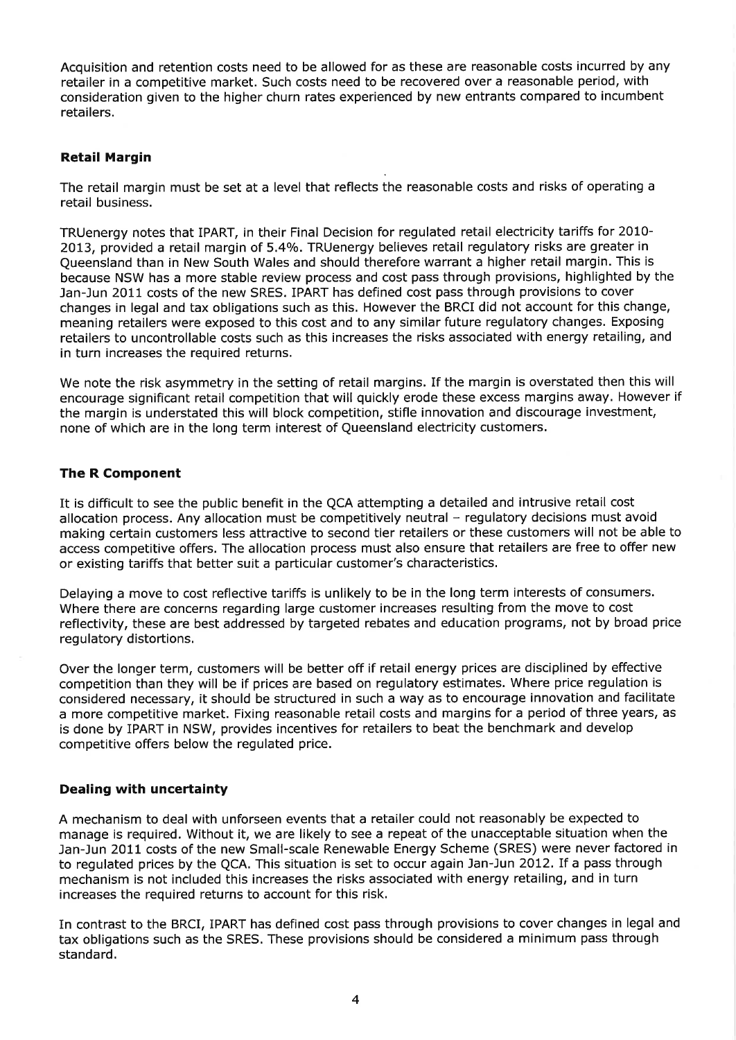Acquisition and retention costs need to be allowed for as these are reasonable costs incurred by any retailer in a competitive market. Such costs need to be recovered over a reasonable period, with consideration given to the higher churn rates experienced by new entrants compared to incumbent retailers.

### Retail Margin

The retail margin must be set at a level that reflects the reasonable costs and risks of operating a retail business.

TRUenergy notes that IPART, in their Final Decision for regulated retail electricity tariffs for 2010-2013, provided a retail margin of 5.4%. TRUenergy believes retail regulatory risks are greater in Queensland than in New South Wales and should therefore warrant a higher retail margin. This is because NSW has a more stable review process and cost pass through provisions, highlighted by the Jan-Jun 2011 costs of the new SRES. IPART has defined cost pass through provisions to cover changes in legal and tax obligations such as this. However the BRCI did not account for this change, meaning retailers were exposed to this cost and to any similar future regulatory changes. Exposing retailers to uncontrollable costs such as this increases the risks associated with energy retailing, and in turn increases the required returns.

We note the risk asymmetry in the setting of retail margins. If the margin is overstated then this will encourage significant retail competition that will quickly erode these excess margins away. However if the margin is understated this will block competition, stifle innovation and discourage investment, none of which are in the long term interest of Queensland electricity customers.

### The R Component

It is difficult to see the public benefit in the QCA attempting a detailed and intrusive retail cost allocation process. Any allocation must be competitively neutral – regulatory decisions must avoid making certain customers less attractive to second tier retailers or these customers will not be able to access competitive offers. The allocation process must also ensure that retailers are free to offer new or existing tariffs that better suit a particular customer's characteristics.

Delaying a move to cost reflective tariffs is unlikely to be in the long term interests of consumers. Where there are concerns regarding large customer increases resulting from the move to cost reflectivity, these are best addressed by targeted rebates and education programs, not by broad price regulatory distortions.

Over the longer term, customers will be better off if retail energy prices are disciplined by effective competition than they will be if prices are based on regulatory estimates. Where price regulation is considered necessary, it should be structured in such a way as to encourage innovation and facilitate a more competitive market. Fixing reasonable retail costs and margins for a period of three years, as is done by IPART in NSW, provides incentives for retailers to beat the benchmark and develop competitive offers below the regulated price.

### Dealing with uncertainty

A mechanism to deal with unforseen events that a retailer could not reasonably be expected to manage is required. Without it, we are likely to see a repeat of the unacceptable situation when the Jan-Jun 2011 costs of the new Small-scale Renewable Energy Scheme (SRES) were never factored in to regulated prices by the QCA. This situation is set to occur again Jan-Jun 2012. If a pass through mechanism is not included this increases the risks associated with energy retailing, and in turn increases the required returns to account for this risk.

In contrast to the BRCI, IPART has defined cost pass through provisions to cover changes in legal and tax obligations such as the SRES. These provisions should be considered a minimum pass through standard.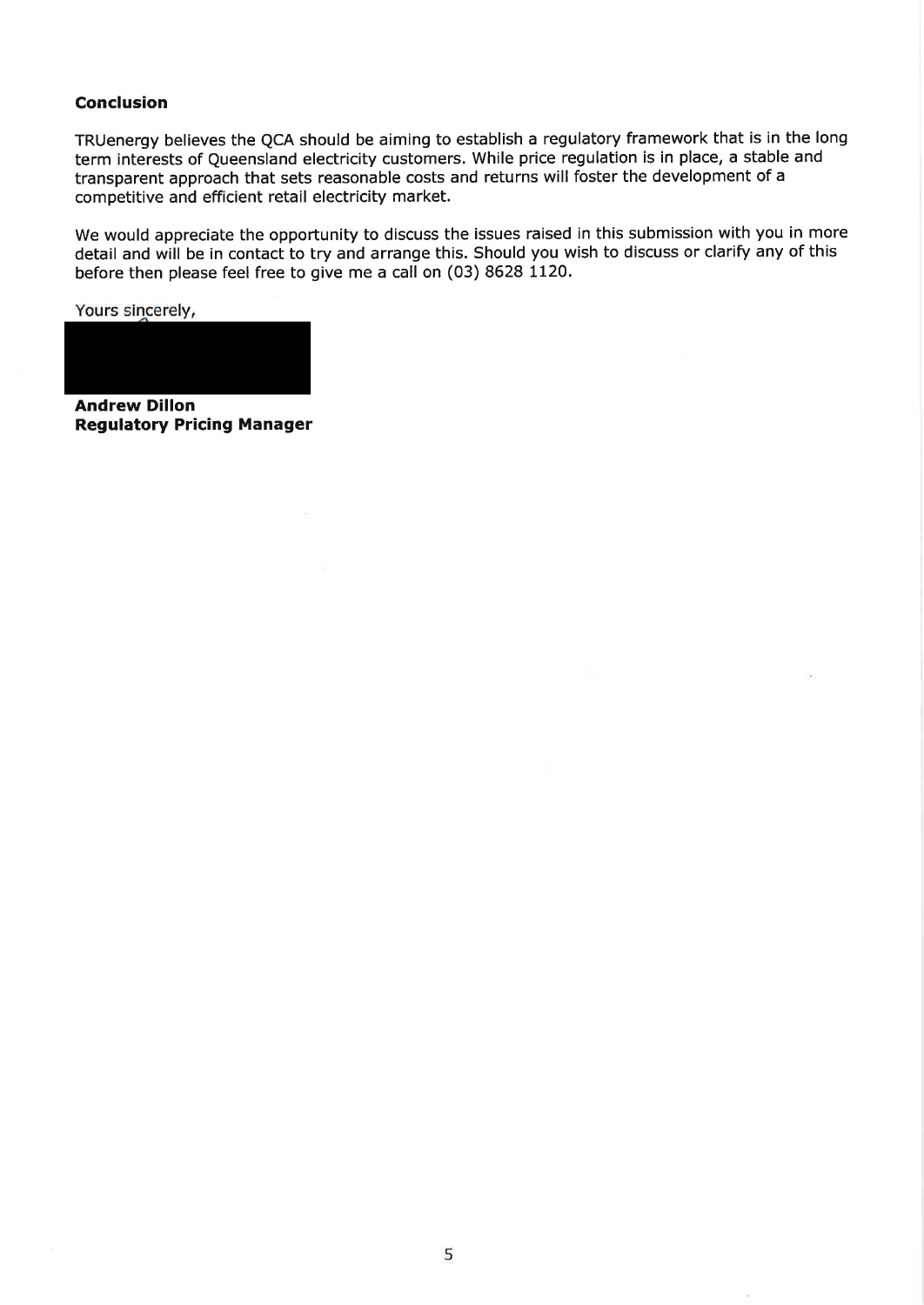**Conclusion**

TRUenergy believes the QCA should be aiming to establish a regulatory framework that is in the long term interests of Queensland electricity customers. While price regulation is in place, a stable and transparent approach that sets reasonable costs and returns will foster the development of a competitive and efficient retail electricity market.

We would appreciate the opportunity to discuss the issues raised in this submission with you in more detail and will be in contact to try and arrange this. Should you wish to discuss or clarify any of this before then please feel free to give me a call on (03) 8628 1120.

Yours sincerely,

**Andrew Dillon**
**Regulatory Pricing Manager**